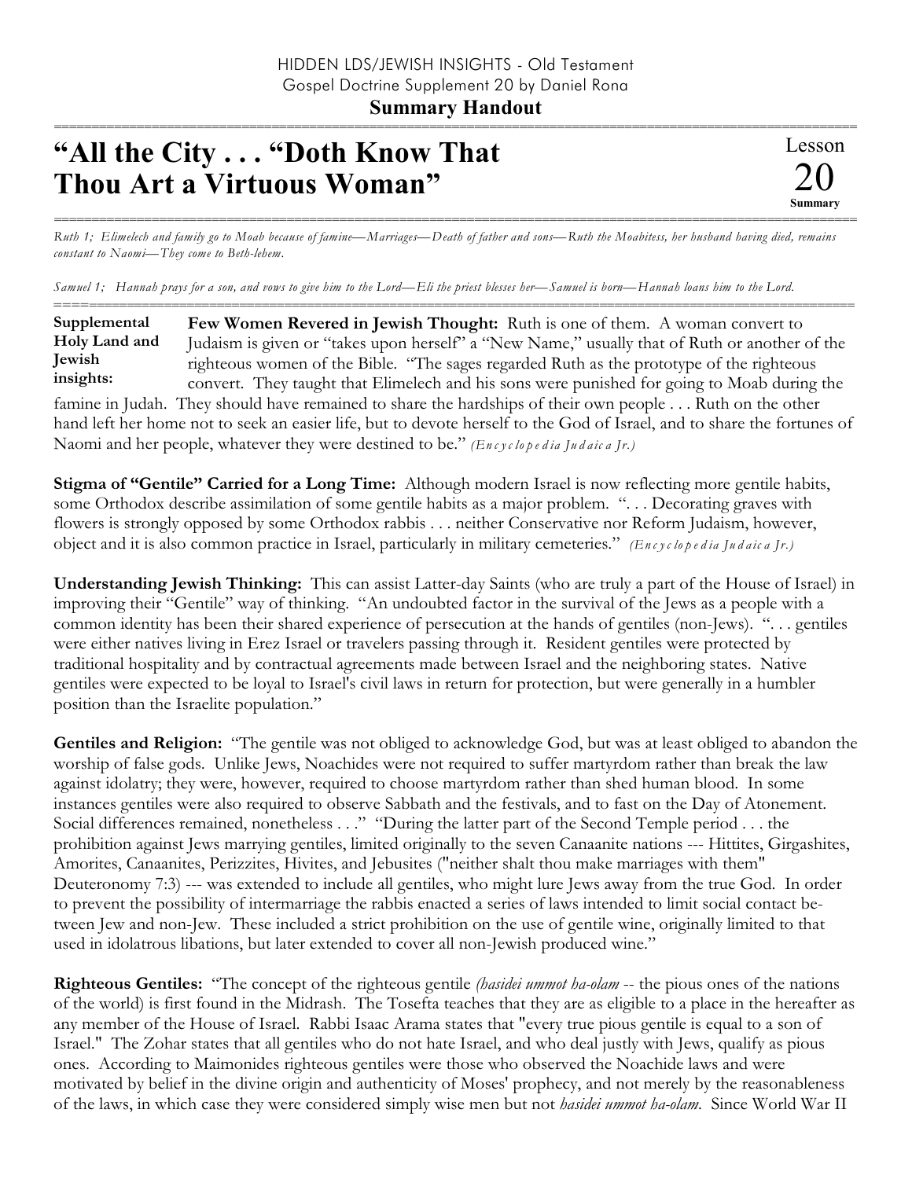HIDDEN LDS/JEWISH INSIGHTS - Old Testament
Gospel Doctrine Supplement 20 by Daniel Rona

**Summary Handout**

# "All the City . . . "Doth Know That Thou Art a Virtuous Woman"

Lesson 20 Summary

*Ruth 1; Elimelech and family go to Moab because of famine—Marriages—Death of father and sons—Ruth the Moabitess, her husband having died, remains constant to Naomi—They come to Beth-lehem.*

*Samuel 1; Hannah prays for a son, and vows to give him to the Lord—Eli the priest blesses her—Samuel is born—Hannah loans him to the Lord.*

**Supplemental Holy Land and Jewish insights:**

**Few Women Revered in Jewish Thought:** Ruth is one of them. A woman convert to Judaism is given or "takes upon herself" a "New Name," usually that of Ruth or another of the righteous women of the Bible. "The sages regarded Ruth as the prototype of the righteous convert. They taught that Elimelech and his sons were punished for going to Moab during the famine in Judah. They should have remained to share the hardships of their own people . . . Ruth on the other hand left her home not to seek an easier life, but to devote herself to the God of Israel, and to share the fortunes of Naomi and her people, whatever they were destined to be." *(Encyclopedia Judaica Jr.)*

**Stigma of "Gentile" Carried for a Long Time:** Although modern Israel is now reflecting more gentile habits, some Orthodox describe assimilation of some gentile habits as a major problem. ". . . Decorating graves with flowers is strongly opposed by some Orthodox rabbis . . . neither Conservative nor Reform Judaism, however, object and it is also common practice in Israel, particularly in military cemeteries." *(Encyclopedia Judaica Jr.)*

**Understanding Jewish Thinking:** This can assist Latter-day Saints (who are truly a part of the House of Israel) in improving their "Gentile" way of thinking. "An undoubted factor in the survival of the Jews as a people with a common identity has been their shared experience of persecution at the hands of gentiles (non-Jews). ". . . gentiles were either natives living in Erez Israel or travelers passing through it. Resident gentiles were protected by traditional hospitality and by contractual agreements made between Israel and the neighboring states. Native gentiles were expected to be loyal to Israel's civil laws in return for protection, but were generally in a humbler position than the Israelite population."

**Gentiles and Religion:** "The gentile was not obliged to acknowledge God, but was at least obliged to abandon the worship of false gods. Unlike Jews, Noachides were not required to suffer martyrdom rather than break the law against idolatry; they were, however, required to choose martyrdom rather than shed human blood. In some instances gentiles were also required to observe Sabbath and the festivals, and to fast on the Day of Atonement. Social differences remained, nonetheless . . ." "During the latter part of the Second Temple period . . . the prohibition against Jews marrying gentiles, limited originally to the seven Canaanite nations --- Hittites, Girgashites, Amorites, Canaanites, Perizzites, Hivites, and Jebusites ("neither shalt thou make marriages with them" Deuteronomy 7:3) --- was extended to include all gentiles, who might lure Jews away from the true God. In order to prevent the possibility of intermarriage the rabbis enacted a series of laws intended to limit social contact between Jew and non-Jew. These included a strict prohibition on the use of gentile wine, originally limited to that used in idolatrous libations, but later extended to cover all non-Jewish produced wine."

**Righteous Gentiles:** "The concept of the righteous gentile *(hasidei ummot ha-olam* -- the pious ones of the nations of the world) is first found in the Midrash. The Tosefta teaches that they are as eligible to a place in the hereafter as any member of the House of Israel. Rabbi Isaac Arama states that "every true pious gentile is equal to a son of Israel." The Zohar states that all gentiles who do not hate Israel, and who deal justly with Jews, qualify as pious ones. According to Maimonides righteous gentiles were those who observed the Noachide laws and were motivated by belief in the divine origin and authenticity of Moses' prophecy, and not merely by the reasonableness of the laws, in which case they were considered simply wise men but not *hasidei ummot ha-olam*. Since World War II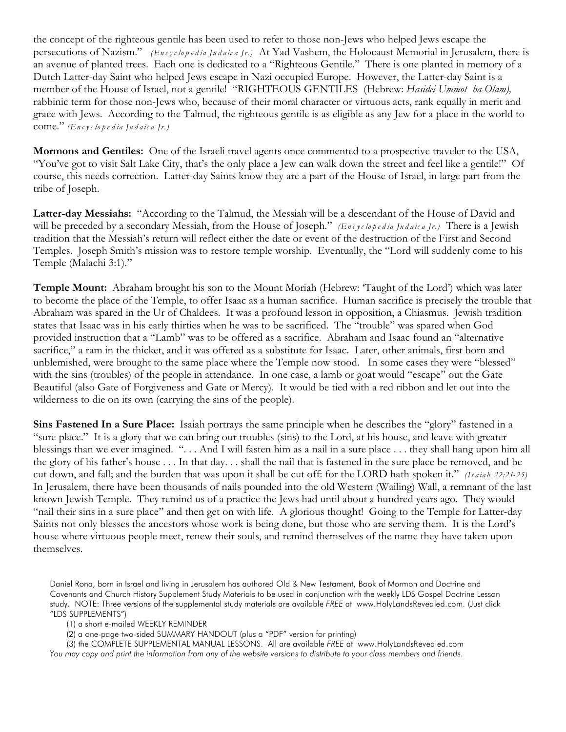the concept of the righteous gentile has been used to refer to those non-Jews who helped Jews escape the persecutions of Nazism." *(Encyclopedia Judaica Jr.)* At Yad Vashem, the Holocaust Memorial in Jerusalem, there is an avenue of planted trees. Each one is dedicated to a "Righteous Gentile." There is one planted in memory of a Dutch Latter-day Saint who helped Jews escape in Nazi occupied Europe. However, the Latter-day Saint is a member of the House of Israel, not a gentile! "RIGHTEOUS GENTILES (Hebrew: *Hasidei Ummot ha-Olam),* rabbinic term for those non-Jews who, because of their moral character or virtuous acts, rank equally in merit and grace with Jews. According to the Talmud, the righteous gentile is as eligible as any Jew for a place in the world to come." *(Encyclopedia Judaica Jr.)*

**Mormons and Gentiles:** One of the Israeli travel agents once commented to a prospective traveler to the USA, "You've got to visit Salt Lake City, that's the only place a Jew can walk down the street and feel like a gentile!" Of course, this needs correction. Latter-day Saints know they are a part of the House of Israel, in large part from the tribe of Joseph.

**Latter-day Messiahs:** "According to the Talmud, the Messiah will be a descendant of the House of David and will be preceded by a secondary Messiah, from the House of Joseph." *(Encyclopedia Judaica Jr.)* There is a Jewish tradition that the Messiah's return will reflect either the date or event of the destruction of the First and Second Temples. Joseph Smith's mission was to restore temple worship. Eventually, the "Lord will suddenly come to his Temple (Malachi 3:1)."

**Temple Mount:** Abraham brought his son to the Mount Moriah (Hebrew: 'Taught of the Lord') which was later to become the place of the Temple, to offer Isaac as a human sacrifice. Human sacrifice is precisely the trouble that Abraham was spared in the Ur of Chaldees. It was a profound lesson in opposition, a Chiasmus. Jewish tradition states that Isaac was in his early thirties when he was to be sacrificed. The "trouble" was spared when God provided instruction that a "Lamb" was to be offered as a sacrifice. Abraham and Isaac found an "alternative sacrifice," a ram in the thicket, and it was offered as a substitute for Isaac. Later, other animals, first born and unblemished, were brought to the same place where the Temple now stood. In some cases they were "blessed" with the sins (troubles) of the people in attendance. In one case, a lamb or goat would "escape" out the Gate Beautiful (also Gate of Forgiveness and Gate or Mercy). It would be tied with a red ribbon and let out into the wilderness to die on its own (carrying the sins of the people).

**Sins Fastened In a Sure Place:** Isaiah portrays the same principle when he describes the "glory" fastened in a "sure place." It is a glory that we can bring our troubles (sins) to the Lord, at his house, and leave with greater blessings than we ever imagined. ". . . And I will fasten him as a nail in a sure place . . . they shall hang upon him all the glory of his father's house . . . In that day. . . shall the nail that is fastened in the sure place be removed, and be cut down, and fall; and the burden that was upon it shall be cut off: for the LORD hath spoken it." *(Isaiah 22:21-25)* In Jerusalem, there have been thousands of nails pounded into the old Western (Wailing) Wall, a remnant of the last known Jewish Temple. They remind us of a practice the Jews had until about a hundred years ago. They would "nail their sins in a sure place" and then get on with life. A glorious thought! Going to the Temple for Latter-day Saints not only blesses the ancestors whose work is being done, but those who are serving them. It is the Lord's house where virtuous people meet, renew their souls, and remind themselves of the name they have taken upon themselves.

Daniel Rona, born in Israel and living in Jerusalem has authored Old & New Testament, Book of Mormon and Doctrine and Covenants and Church History Supplement Study Materials to be used in conjunction with the weekly LDS Gospel Doctrine Lesson study. NOTE: Three versions of the supplemental study materials are available *FREE* at www.HolyLandsRevealed.com. (Just click "LDS SUPPLEMENTS")

(1) a short e-mailed WEEKLY REMINDER

(2) a one-page two-sided SUMMARY HANDOUT (plus a "PDF" version for printing)

(3) the COMPLETE SUPPLEMENTAL MANUAL LESSONS. All are available *FREE* at www.HolyLandsRevealed.com

*You may copy and print the information from any of the website versions to distribute to your class members and friends.*